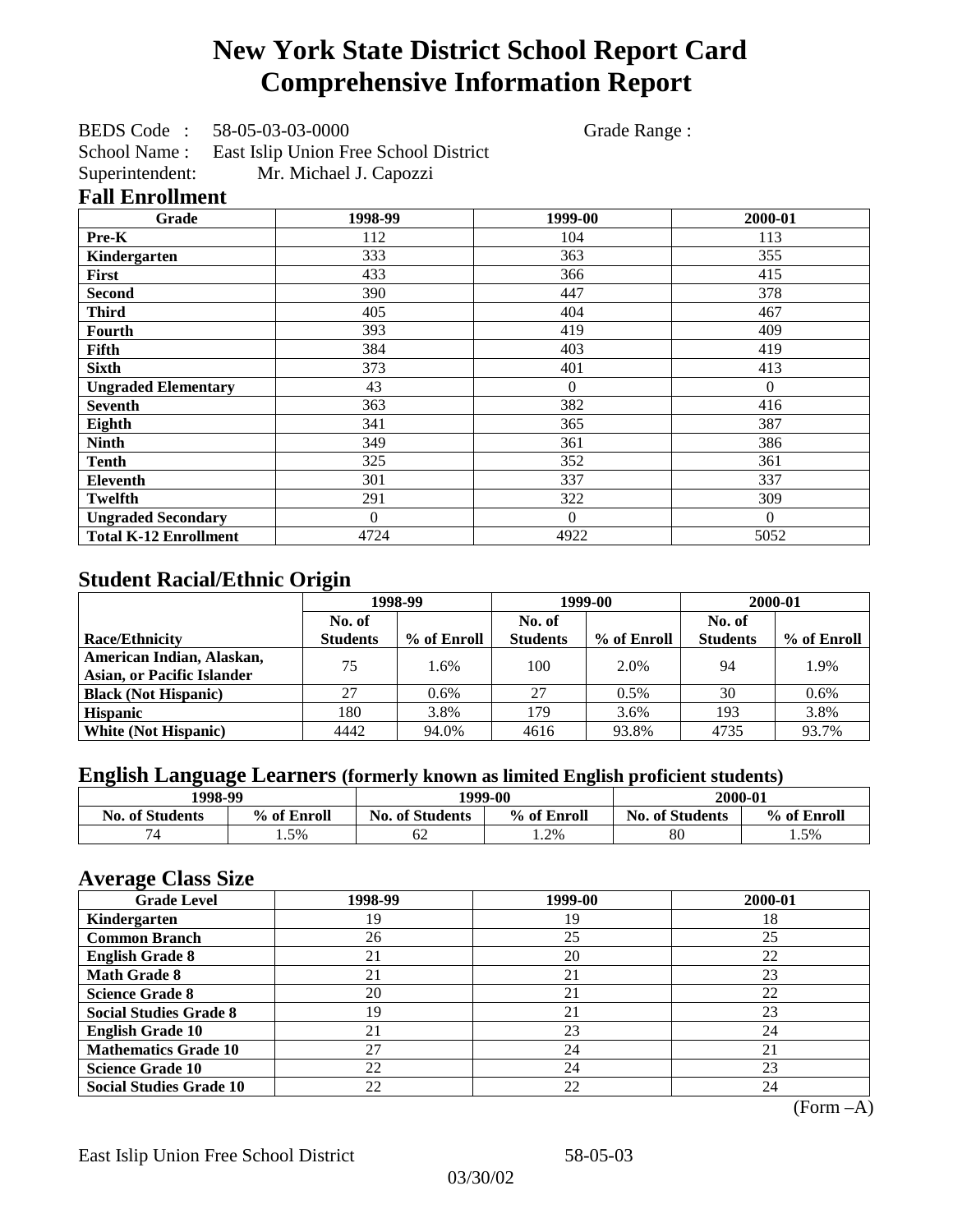# New York State District School Report Card
# Comprehensive Information Report

BEDS Code : 58-05-03-03-0000 Grade Range :

School Name : East Islip Union Free School District

Superintendent: Mr. Michael J. Capozzi

## Fall Enrollment

| Grade | 1998-99 | 1999-00 | 2000-01 |
|---|---|---|---|
| Pre-K | 112 | 104 | 113 |
| Kindergarten | 333 | 363 | 355 |
| First | 433 | 366 | 415 |
| Second | 390 | 447 | 378 |
| Third | 405 | 404 | 467 |
| Fourth | 393 | 419 | 409 |
| Fifth | 384 | 403 | 419 |
| Sixth | 373 | 401 | 413 |
| Ungraded Elementary | 43 | 0 | 0 |
| Seventh | 363 | 382 | 416 |
| Eighth | 341 | 365 | 387 |
| Ninth | 349 | 361 | 386 |
| Tenth | 325 | 352 | 361 |
| Eleventh | 301 | 337 | 337 |
| Twelfth | 291 | 322 | 309 |
| Ungraded Secondary | 0 | 0 | 0 |
| Total K-12 Enrollment | 4724 | 4922 | 5052 |

## Student Racial/Ethnic Origin

| | 1998-99 | | 1999-00 | | 2000-01 | |
|---|---|---|---|---|---|---|
| Race/Ethnicity | No. of Students | % of Enroll | No. of Students | % of Enroll | No. of Students | % of Enroll |
| American Indian, Alaskan, Asian, or Pacific Islander | 75 | 1.6% | 100 | 2.0% | 94 | 1.9% |
| Black (Not Hispanic) | 27 | 0.6% | 27 | 0.5% | 30 | 0.6% |
| Hispanic | 180 | 3.8% | 179 | 3.6% | 193 | 3.8% |
| White (Not Hispanic) | 4442 | 94.0% | 4616 | 93.8% | 4735 | 93.7% |

## English Language Learners (formerly known as limited English proficient students)

| 1998-99 | | 1999-00 | | 2000-01 | |
|---|---|---|---|---|---|
| No. of Students | % of Enroll | No. of Students | % of Enroll | No. of Students | % of Enroll |
| 74 | 1.5% | 62 | 1.2% | 80 | 1.5% |

## Average Class Size

| Grade Level | 1998-99 | 1999-00 | 2000-01 |
|---|---|---|---|
| Kindergarten | 19 | 19 | 18 |
| Common Branch | 26 | 25 | 25 |
| English Grade 8 | 21 | 20 | 22 |
| Math Grade 8 | 21 | 21 | 23 |
| Science Grade 8 | 20 | 21 | 22 |
| Social Studies Grade 8 | 19 | 21 | 23 |
| English Grade 10 | 21 | 23 | 24 |
| Mathematics Grade 10 | 27 | 24 | 21 |
| Science Grade 10 | 22 | 24 | 23 |
| Social Studies Grade 10 | 22 | 22 | 24 |

(Form –A)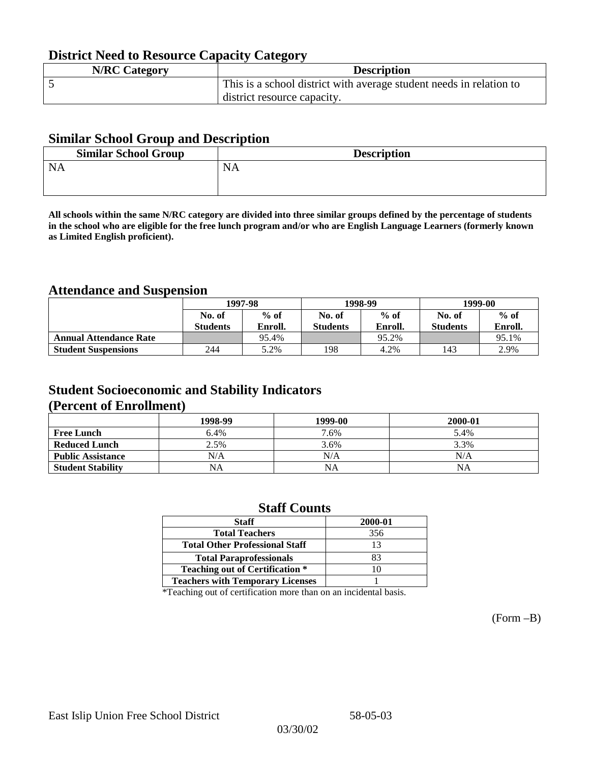## District Need to Resource Capacity Category

| N/RC Category | Description |
|---|---|
| 5 | This is a school district with average student needs in relation to district resource capacity. |

## Similar School Group and Description

| Similar School Group | Description |
|---|---|
| NA | NA |

**All schools within the same N/RC category are divided into three similar groups defined by the percentage of students in the school who are eligible for the free lunch program and/or who are English Language Learners (formerly known as Limited English proficient).**

## Attendance and Suspension

| | 1997-98 | | 1998-99 | | 1999-00 | |
|---|---|---|---|---|---|---|
| | No. of Students | % of Enroll. | No. of Students | % of Enroll. | No. of Students | % of Enroll. |
| **Annual Attendance Rate** | | 95.4% | | 95.2% | | 95.1% |
| **Student Suspensions** | 244 | 5.2% | 198 | 4.2% | 143 | 2.9% |

## Student Socioeconomic and Stability Indicators (Percent of Enrollment)

| | 1998-99 | 1999-00 | 2000-01 |
|---|---|---|---|
| **Free Lunch** | 6.4% | 7.6% | 5.4% |
| **Reduced Lunch** | 2.5% | 3.6% | 3.3% |
| **Public Assistance** | N/A | N/A | N/A |
| **Student Stability** | NA | NA | NA |

## Staff Counts

| Staff | 2000-01 |
|---|---|
| Total Teachers | 356 |
| Total Other Professional Staff | 13 |
| Total Paraprofessionals | 83 |
| Teaching out of Certification * | 10 |
| Teachers with Temporary Licenses | 1 |

*Teaching out of certification more than on an incidental basis.

(Form –B)

East Islip Union Free School District 58-05-03

03/30/02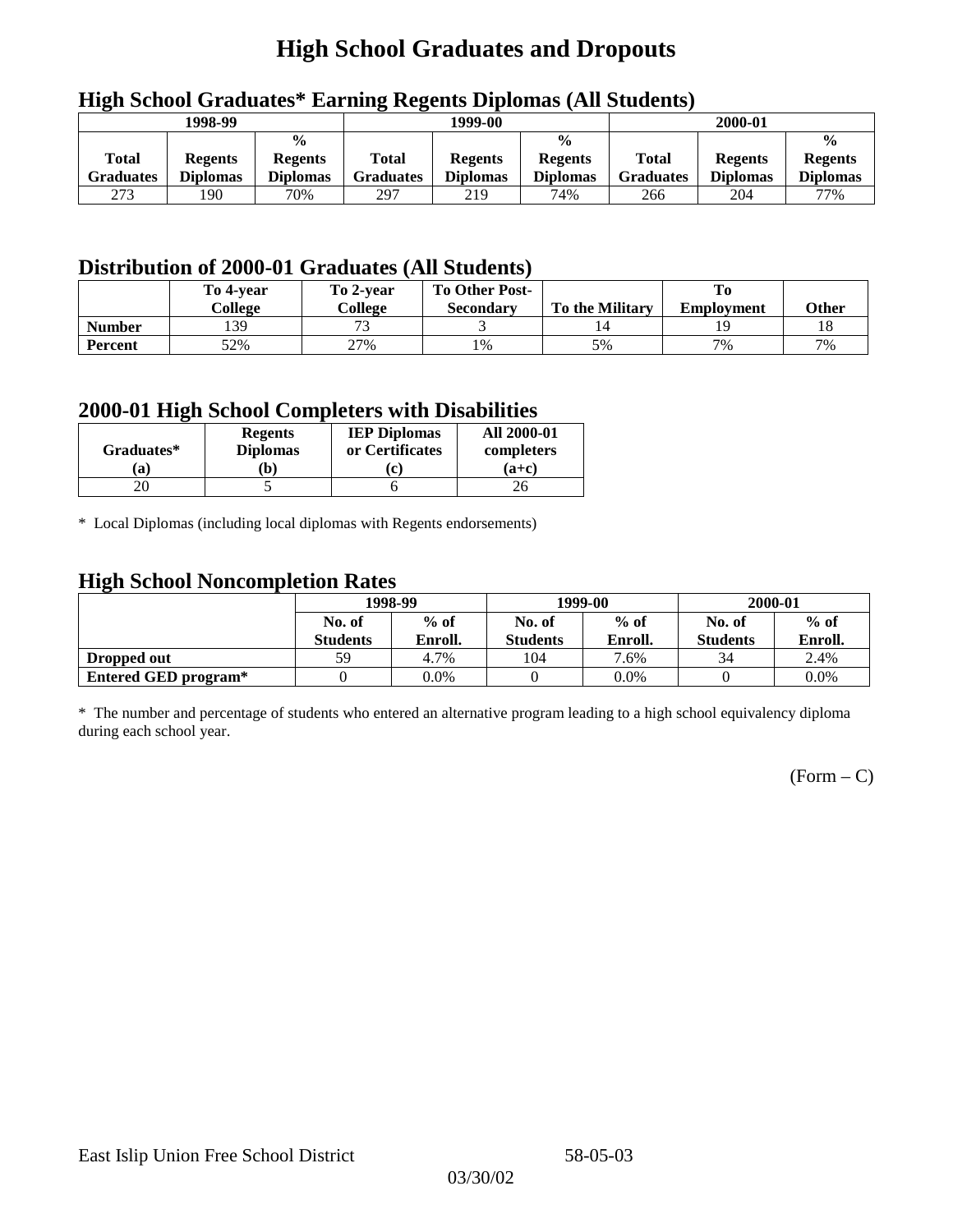# High School Graduates and Dropouts

## High School Graduates* Earning Regents Diplomas (All Students)

| 1998-99 | | | 1999-00 | | | 2000-01 | | |
|---|---|---|---|---|---|---|---|---|
| Total Graduates | Regents Diplomas | % Regents Diplomas | Total Graduates | Regents Diplomas | % Regents Diplomas | Total Graduates | Regents Diplomas | % Regents Diplomas |
| 273 | 190 | 70% | 297 | 219 | 74% | 266 | 204 | 77% |

## Distribution of 2000-01 Graduates (All Students)

| | To 4-year College | To 2-year College | To Other Post-Secondary | To the Military | To Employment | Other |
|---|---|---|---|---|---|---|
| **Number** | 139 | 73 | 3 | 14 | 19 | 18 |
| **Percent** | 52% | 27% | 1% | 5% | 7% | 7% |

## 2000-01 High School Completers with Disabilities

| Graduates* (a) | Regents Diplomas (b) | IEP Diplomas or Certificates (c) | All 2000-01 completers (a+c) |
|---|---|---|---|
| 20 | 5 | 6 | 26 |

* Local Diplomas (including local diplomas with Regents endorsements)

## High School Noncompletion Rates

| | 1998-99 | | 1999-00 | | 2000-01 | |
|---|---|---|---|---|---|---|
| | No. of Students | % of Enroll. | No. of Students | % of Enroll. | No. of Students | % of Enroll. |
| **Dropped out** | 59 | 4.7% | 104 | 7.6% | 34 | 2.4% |
| **Entered GED program*** | 0 | 0.0% | 0 | 0.0% | 0 | 0.0% |

* The number and percentage of students who entered an alternative program leading to a high school equivalency diploma during each school year.

(Form – C)

East Islip Union Free School District 58-05-03

03/30/02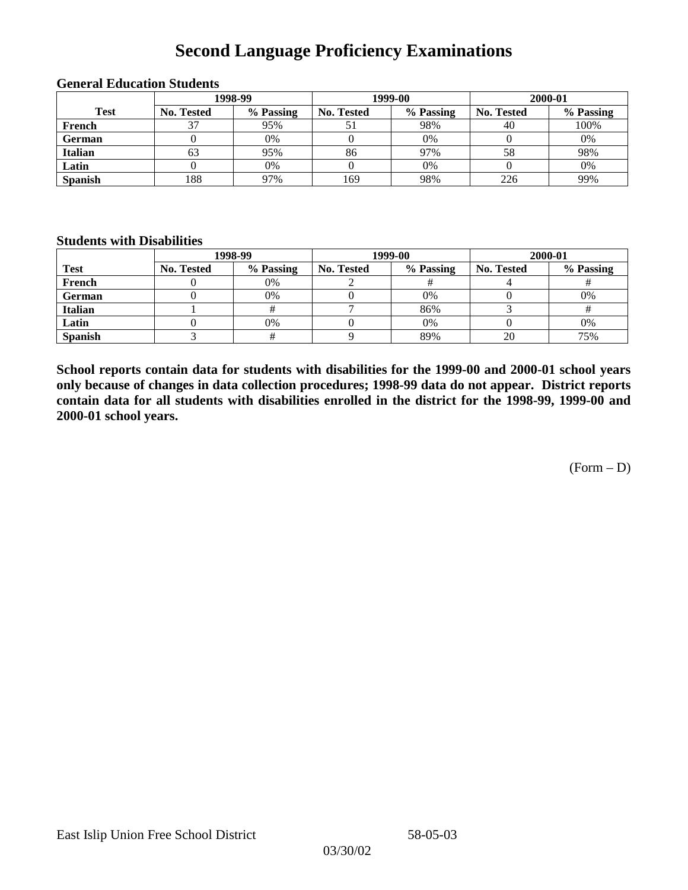# Second Language Proficiency Examinations

### General Education Students

| Test | 1998-99 | | 1999-00 | | 2000-01 | |
|---|---|---|---|---|---|---|
| | No. Tested | % Passing | No. Tested | % Passing | No. Tested | % Passing |
| French | 37 | 95% | 51 | 98% | 40 | 100% |
| German | 0 | 0% | 0 | 0% | 0 | 0% |
| Italian | 63 | 95% | 86 | 97% | 58 | 98% |
| Latin | 0 | 0% | 0 | 0% | 0 | 0% |
| Spanish | 188 | 97% | 169 | 98% | 226 | 99% |

### Students with Disabilities

| Test | 1998-99 | | 1999-00 | | 2000-01 | |
|---|---|---|---|---|---|---|
| | No. Tested | % Passing | No. Tested | % Passing | No. Tested | % Passing |
| French | 0 | 0% | 2 | # | 4 | # |
| German | 0 | 0% | 0 | 0% | 0 | 0% |
| Italian | 1 | # | 7 | 86% | 3 | # |
| Latin | 0 | 0% | 0 | 0% | 0 | 0% |
| Spanish | 3 | # | 9 | 89% | 20 | 75% |

**School reports contain data for students with disabilities for the 1999-00 and 2000-01 school years only because of changes in data collection procedures; 1998-99 data do not appear. District reports contain data for all students with disabilities enrolled in the district for the 1998-99, 1999-00 and 2000-01 school years.**

(Form – D)

East Islip Union Free School District 58-05-03

03/30/02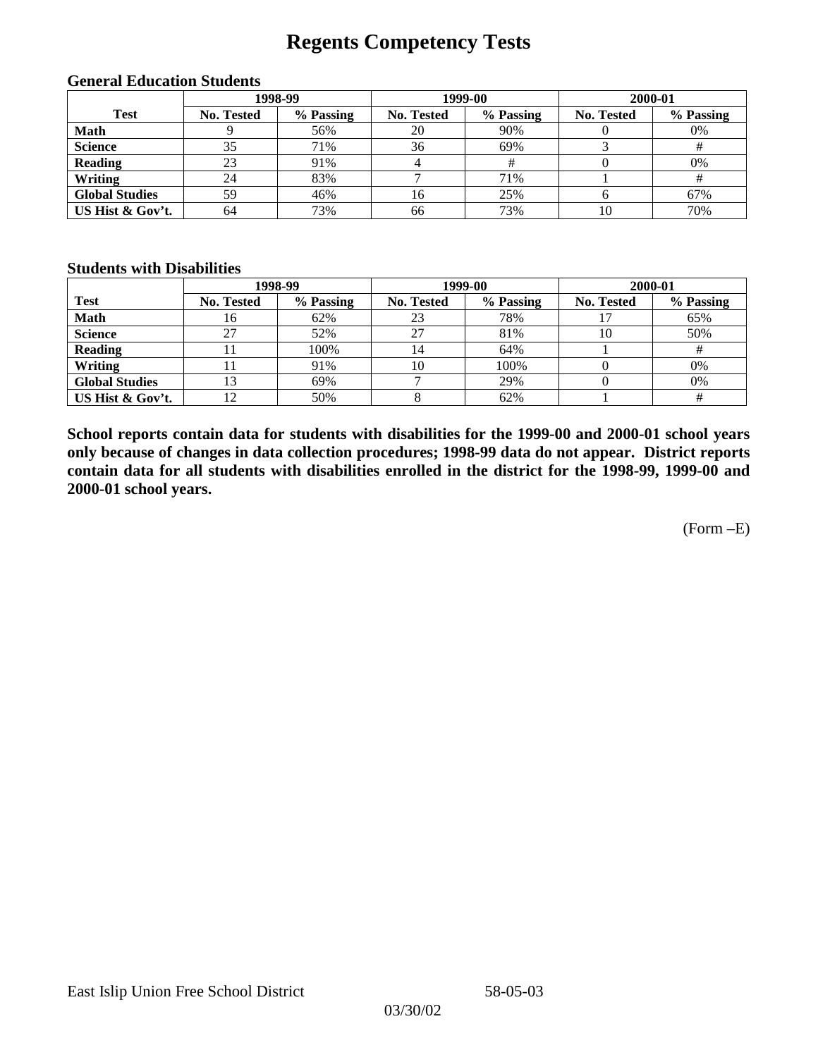# Regents Competency Tests

### General Education Students

| Test | 1998-99 | | 1999-00 | | 2000-01 | |
|---|---|---|---|---|---|---|
| | No. Tested | % Passing | No. Tested | % Passing | No. Tested | % Passing |
| **Math** | 9 | 56% | 20 | 90% | 0 | 0% |
| **Science** | 35 | 71% | 36 | 69% | 3 | # |
| **Reading** | 23 | 91% | 4 | # | 0 | 0% |
| **Writing** | 24 | 83% | 7 | 71% | 1 | # |
| **Global Studies** | 59 | 46% | 16 | 25% | 6 | 67% |
| **US Hist & Gov't.** | 64 | 73% | 66 | 73% | 10 | 70% |

### Students with Disabilities

| Test | 1998-99 | | 1999-00 | | 2000-01 | |
|---|---|---|---|---|---|---|
| | No. Tested | % Passing | No. Tested | % Passing | No. Tested | % Passing |
| **Math** | 16 | 62% | 23 | 78% | 17 | 65% |
| **Science** | 27 | 52% | 27 | 81% | 10 | 50% |
| **Reading** | 11 | 100% | 14 | 64% | 1 | # |
| **Writing** | 11 | 91% | 10 | 100% | 0 | 0% |
| **Global Studies** | 13 | 69% | 7 | 29% | 0 | 0% |
| **US Hist & Gov't.** | 12 | 50% | 8 | 62% | 1 | # |

**School reports contain data for students with disabilities for the 1999-00 and 2000-01 school years only because of changes in data collection procedures; 1998-99 data do not appear. District reports contain data for all students with disabilities enrolled in the district for the 1998-99, 1999-00 and 2000-01 school years.**

(Form –E)

East Islip Union Free School District 58-05-03

03/30/02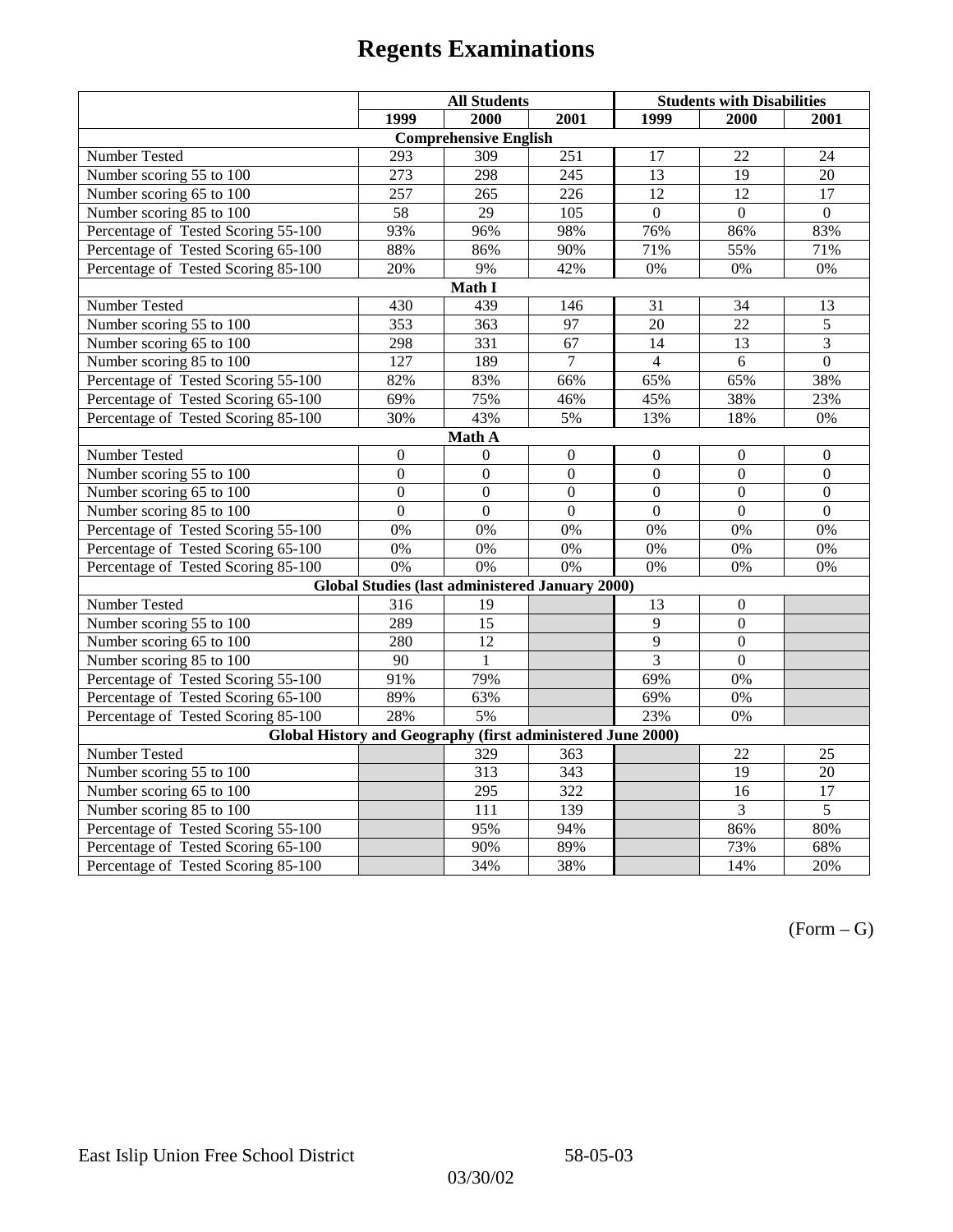# Regents Examinations

| | All Students | | | Students with Disabilities | | |
|---|---|---|---|---|---|---|
| | 1999 | 2000 | 2001 | 1999 | 2000 | 2001 |
| **Comprehensive English** | | | | | | |
| Number Tested | 293 | 309 | 251 | 17 | 22 | 24 |
| Number scoring 55 to 100 | 273 | 298 | 245 | 13 | 19 | 20 |
| Number scoring 65 to 100 | 257 | 265 | 226 | 12 | 12 | 17 |
| Number scoring 85 to 100 | 58 | 29 | 105 | 0 | 0 | 0 |
| Percentage of Tested Scoring 55-100 | 93% | 96% | 98% | 76% | 86% | 83% |
| Percentage of Tested Scoring 65-100 | 88% | 86% | 90% | 71% | 55% | 71% |
| Percentage of Tested Scoring 85-100 | 20% | 9% | 42% | 0% | 0% | 0% |
| **Math I** | | | | | | |
| Number Tested | 430 | 439 | 146 | 31 | 34 | 13 |
| Number scoring 55 to 100 | 353 | 363 | 97 | 20 | 22 | 5 |
| Number scoring 65 to 100 | 298 | 331 | 67 | 14 | 13 | 3 |
| Number scoring 85 to 100 | 127 | 189 | 7 | 4 | 6 | 0 |
| Percentage of Tested Scoring 55-100 | 82% | 83% | 66% | 65% | 65% | 38% |
| Percentage of Tested Scoring 65-100 | 69% | 75% | 46% | 45% | 38% | 23% |
| Percentage of Tested Scoring 85-100 | 30% | 43% | 5% | 13% | 18% | 0% |
| **Math A** | | | | | | |
| Number Tested | 0 | 0 | 0 | 0 | 0 | 0 |
| Number scoring 55 to 100 | 0 | 0 | 0 | 0 | 0 | 0 |
| Number scoring 65 to 100 | 0 | 0 | 0 | 0 | 0 | 0 |
| Number scoring 85 to 100 | 0 | 0 | 0 | 0 | 0 | 0 |
| Percentage of Tested Scoring 55-100 | 0% | 0% | 0% | 0% | 0% | 0% |
| Percentage of Tested Scoring 65-100 | 0% | 0% | 0% | 0% | 0% | 0% |
| Percentage of Tested Scoring 85-100 | 0% | 0% | 0% | 0% | 0% | 0% |
| **Global Studies (last administered January 2000)** | | | | | | |
| Number Tested | 316 | 19 | | 13 | 0 | |
| Number scoring 55 to 100 | 289 | 15 | | 9 | 0 | |
| Number scoring 65 to 100 | 280 | 12 | | 9 | 0 | |
| Number scoring 85 to 100 | 90 | 1 | | 3 | 0 | |
| Percentage of Tested Scoring 55-100 | 91% | 79% | | 69% | 0% | |
| Percentage of Tested Scoring 65-100 | 89% | 63% | | 69% | 0% | |
| Percentage of Tested Scoring 85-100 | 28% | 5% | | 23% | 0% | |
| **Global History and Geography (first administered June 2000)** | | | | | | |
| Number Tested | | 329 | 363 | | 22 | 25 |
| Number scoring 55 to 100 | | 313 | 343 | | 19 | 20 |
| Number scoring 65 to 100 | | 295 | 322 | | 16 | 17 |
| Number scoring 85 to 100 | | 111 | 139 | | 3 | 5 |
| Percentage of Tested Scoring 55-100 | | 95% | 94% | | 86% | 80% |
| Percentage of Tested Scoring 65-100 | | 90% | 89% | | 73% | 68% |
| Percentage of Tested Scoring 85-100 | | 34% | 38% | | 14% | 20% |

(Form – G)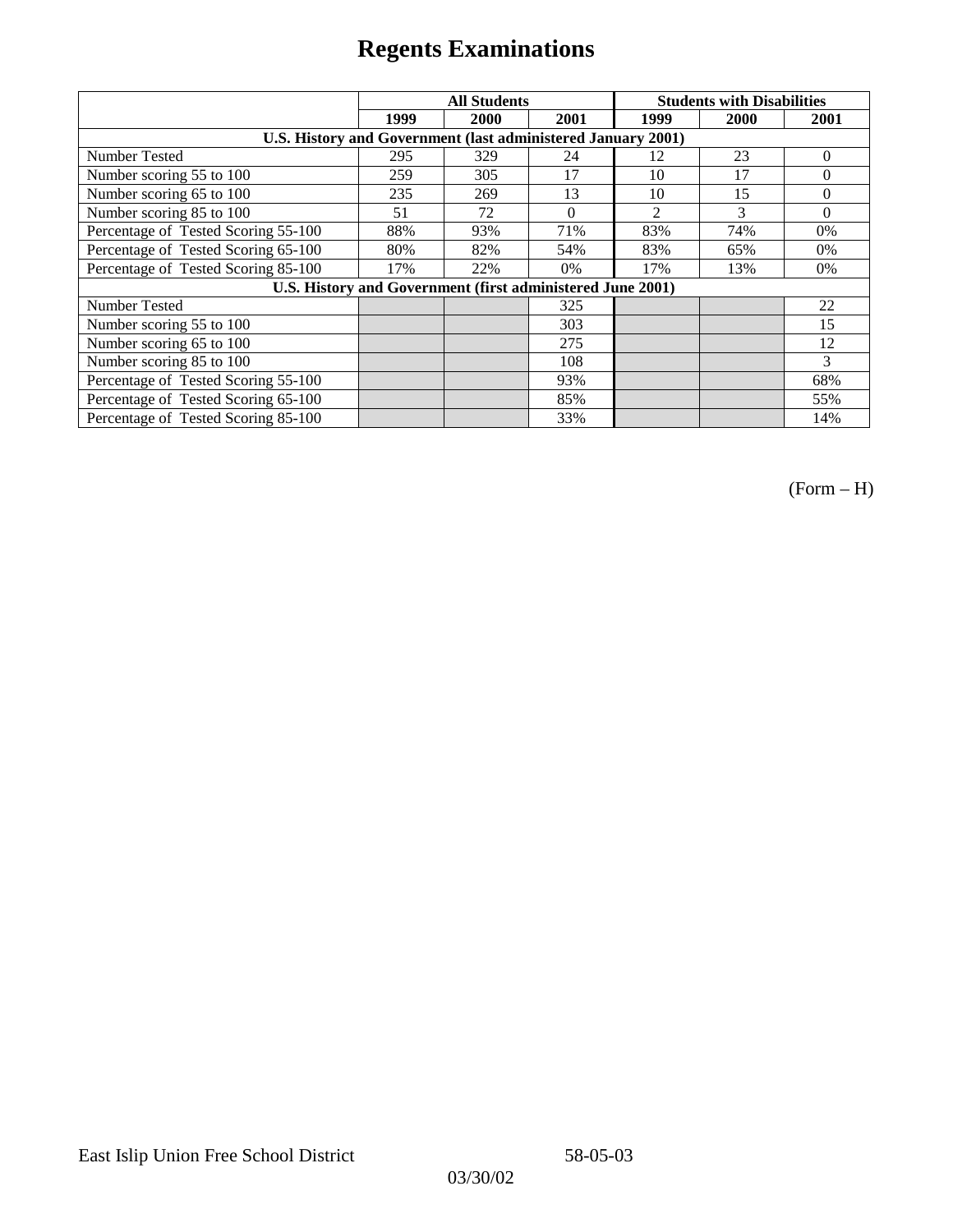# Regents Examinations

| | All Students | | | Students with Disabilities | | |
|---|---|---|---|---|---|---|
| | 1999 | 2000 | 2001 | 1999 | 2000 | 2001 |
| **U.S. History and Government (last administered January 2001)** | | | | | | |
| Number Tested | 295 | 329 | 24 | 12 | 23 | 0 |
| Number scoring 55 to 100 | 259 | 305 | 17 | 10 | 17 | 0 |
| Number scoring 65 to 100 | 235 | 269 | 13 | 10 | 15 | 0 |
| Number scoring 85 to 100 | 51 | 72 | 0 | 2 | 3 | 0 |
| Percentage of Tested Scoring 55-100 | 88% | 93% | 71% | 83% | 74% | 0% |
| Percentage of Tested Scoring 65-100 | 80% | 82% | 54% | 83% | 65% | 0% |
| Percentage of Tested Scoring 85-100 | 17% | 22% | 0% | 17% | 13% | 0% |
| **U.S. History and Government (first administered June 2001)** | | | | | | |
| Number Tested | | | 325 | | | 22 |
| Number scoring 55 to 100 | | | 303 | | | 15 |
| Number scoring 65 to 100 | | | 275 | | | 12 |
| Number scoring 85 to 100 | | | 108 | | | 3 |
| Percentage of Tested Scoring 55-100 | | | 93% | | | 68% |
| Percentage of Tested Scoring 65-100 | | | 85% | | | 55% |
| Percentage of Tested Scoring 85-100 | | | 33% | | | 14% |

(Form – H)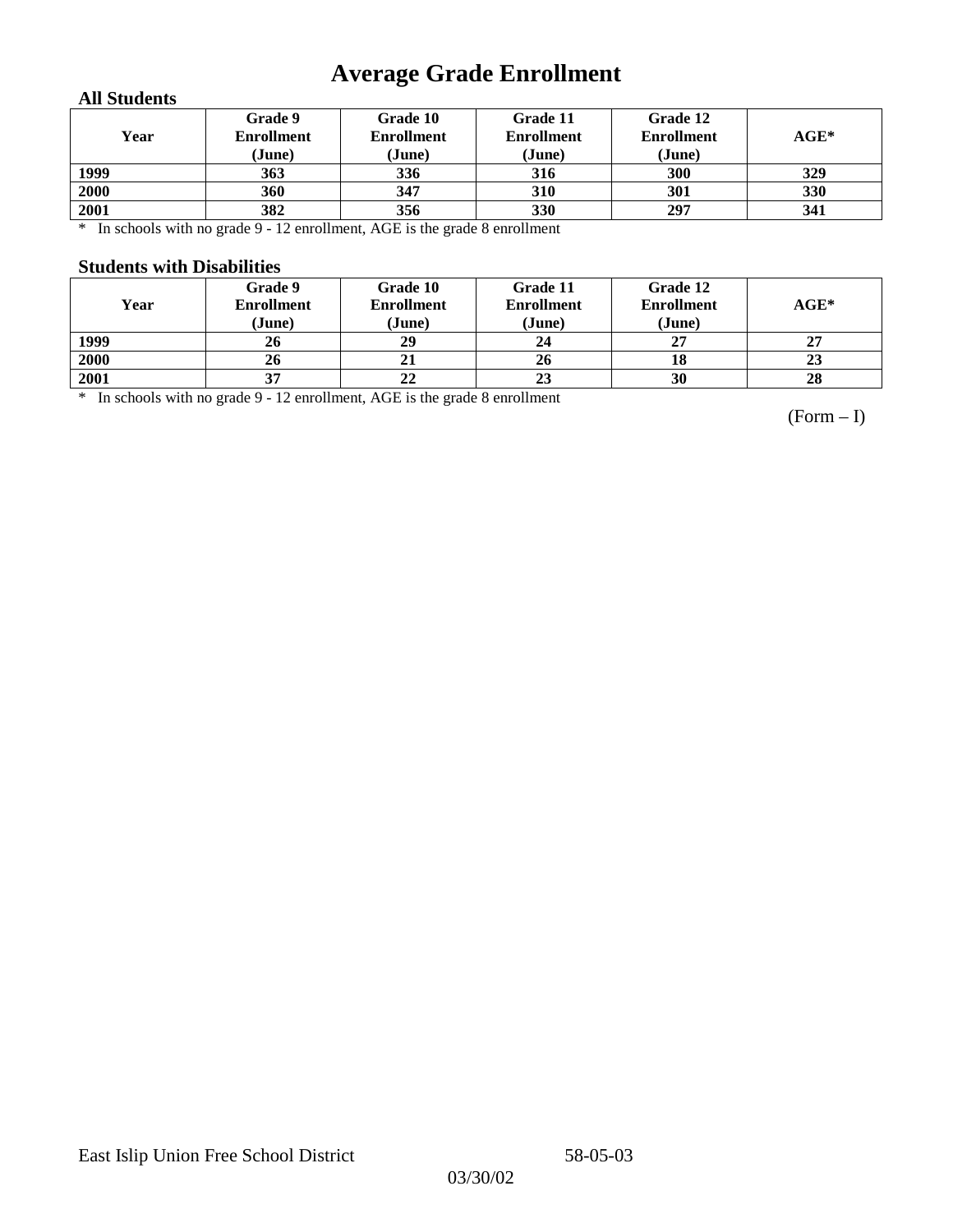# Average Grade Enrollment

### All Students

| Year | Grade 9 Enrollment (June) | Grade 10 Enrollment (June) | Grade 11 Enrollment (June) | Grade 12 Enrollment (June) | AGE* |
|---|---|---|---|---|---|
| 1999 | 363 | 336 | 316 | 300 | 329 |
| 2000 | 360 | 347 | 310 | 301 | 330 |
| 2001 | 382 | 356 | 330 | 297 | 341 |

* In schools with no grade 9 - 12 enrollment, AGE is the grade 8 enrollment

### Students with Disabilities

| Year | Grade 9 Enrollment (June) | Grade 10 Enrollment (June) | Grade 11 Enrollment (June) | Grade 12 Enrollment (June) | AGE* |
|---|---|---|---|---|---|
| 1999 | 26 | 29 | 24 | 27 | 27 |
| 2000 | 26 | 21 | 26 | 18 | 23 |
| 2001 | 37 | 22 | 23 | 30 | 28 |

* In schools with no grade 9 - 12 enrollment, AGE is the grade 8 enrollment

(Form – I)

East Islip Union Free School District 58-05-03

03/30/02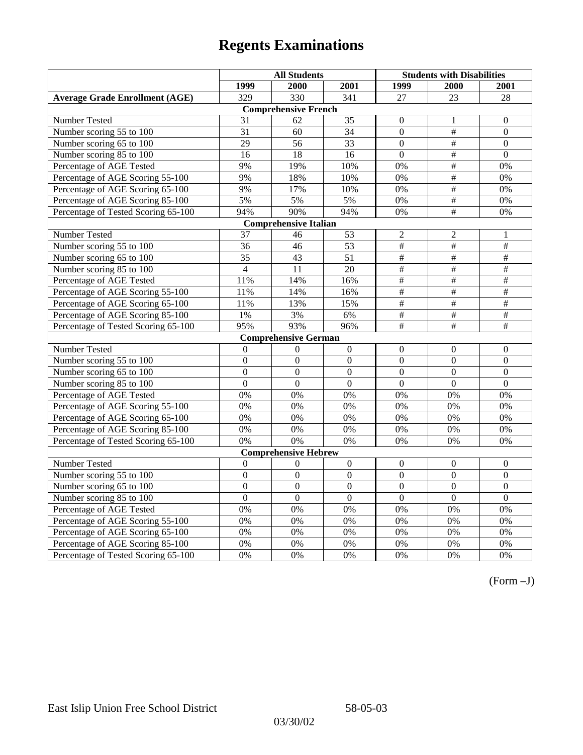# Regents Examinations

| | All Students | | | Students with Disabilities | | |
|---|---|---|---|---|---|---|
| | 1999 | 2000 | 2001 | 1999 | 2000 | 2001 |
| **Average Grade Enrollment (AGE)** | 329 | 330 | 341 | 27 | 23 | 28 |
| **Comprehensive French** | | | | | | |
| Number Tested | 31 | 62 | 35 | 0 | 1 | 0 |
| Number scoring 55 to 100 | 31 | 60 | 34 | 0 | # | 0 |
| Number scoring 65 to 100 | 29 | 56 | 33 | 0 | # | 0 |
| Number scoring 85 to 100 | 16 | 18 | 16 | 0 | # | 0 |
| Percentage of AGE Tested | 9% | 19% | 10% | 0% | # | 0% |
| Percentage of AGE Scoring 55-100 | 9% | 18% | 10% | 0% | # | 0% |
| Percentage of AGE Scoring 65-100 | 9% | 17% | 10% | 0% | # | 0% |
| Percentage of AGE Scoring 85-100 | 5% | 5% | 5% | 0% | # | 0% |
| Percentage of Tested Scoring 65-100 | 94% | 90% | 94% | 0% | # | 0% |
| **Comprehensive Italian** | | | | | | |
| Number Tested | 37 | 46 | 53 | 2 | 2 | 1 |
| Number scoring 55 to 100 | 36 | 46 | 53 | # | # | # |
| Number scoring 65 to 100 | 35 | 43 | 51 | # | # | # |
| Number scoring 85 to 100 | 4 | 11 | 20 | # | # | # |
| Percentage of AGE Tested | 11% | 14% | 16% | # | # | # |
| Percentage of AGE Scoring 55-100 | 11% | 14% | 16% | # | # | # |
| Percentage of AGE Scoring 65-100 | 11% | 13% | 15% | # | # | # |
| Percentage of AGE Scoring 85-100 | 1% | 3% | 6% | # | # | # |
| Percentage of Tested Scoring 65-100 | 95% | 93% | 96% | # | # | # |
| **Comprehensive German** | | | | | | |
| Number Tested | 0 | 0 | 0 | 0 | 0 | 0 |
| Number scoring 55 to 100 | 0 | 0 | 0 | 0 | 0 | 0 |
| Number scoring 65 to 100 | 0 | 0 | 0 | 0 | 0 | 0 |
| Number scoring 85 to 100 | 0 | 0 | 0 | 0 | 0 | 0 |
| Percentage of AGE Tested | 0% | 0% | 0% | 0% | 0% | 0% |
| Percentage of AGE Scoring 55-100 | 0% | 0% | 0% | 0% | 0% | 0% |
| Percentage of AGE Scoring 65-100 | 0% | 0% | 0% | 0% | 0% | 0% |
| Percentage of AGE Scoring 85-100 | 0% | 0% | 0% | 0% | 0% | 0% |
| Percentage of Tested Scoring 65-100 | 0% | 0% | 0% | 0% | 0% | 0% |
| **Comprehensive Hebrew** | | | | | | |
| Number Tested | 0 | 0 | 0 | 0 | 0 | 0 |
| Number scoring 55 to 100 | 0 | 0 | 0 | 0 | 0 | 0 |
| Number scoring 65 to 100 | 0 | 0 | 0 | 0 | 0 | 0 |
| Number scoring 85 to 100 | 0 | 0 | 0 | 0 | 0 | 0 |
| Percentage of AGE Tested | 0% | 0% | 0% | 0% | 0% | 0% |
| Percentage of AGE Scoring 55-100 | 0% | 0% | 0% | 0% | 0% | 0% |
| Percentage of AGE Scoring 65-100 | 0% | 0% | 0% | 0% | 0% | 0% |
| Percentage of AGE Scoring 85-100 | 0% | 0% | 0% | 0% | 0% | 0% |
| Percentage of Tested Scoring 65-100 | 0% | 0% | 0% | 0% | 0% | 0% |

(Form –J)

East Islip Union Free School District 58-05-03

03/30/02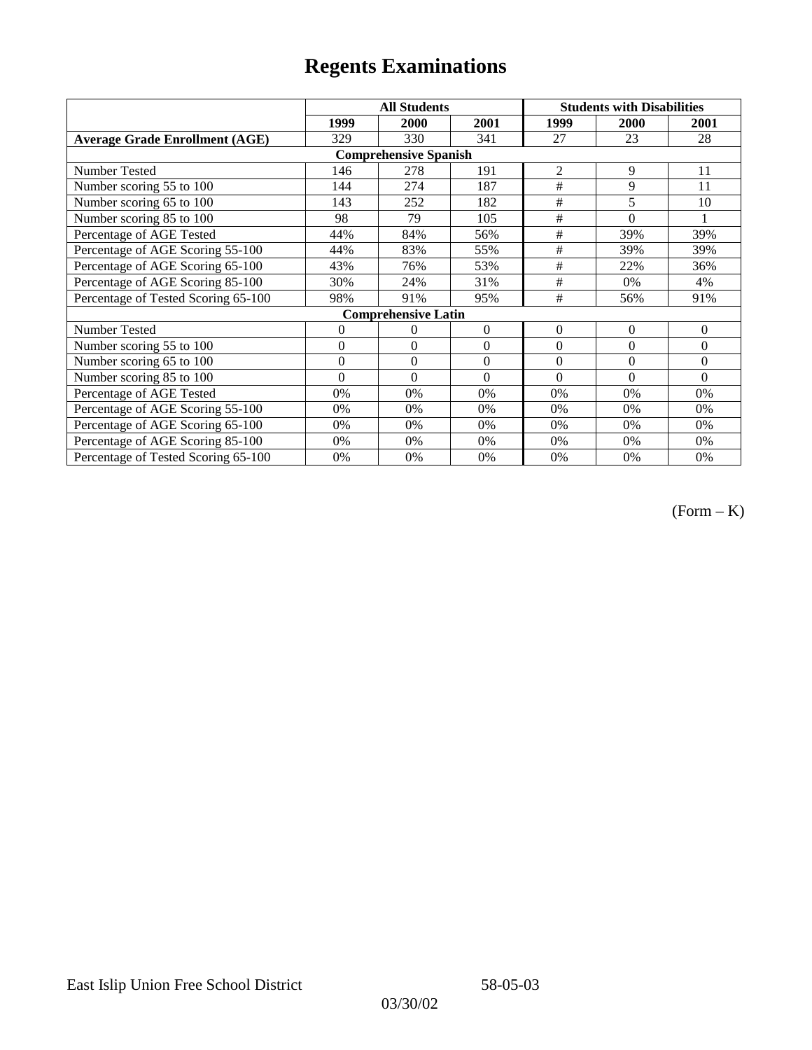# Regents Examinations

| | All Students | | | Students with Disabilities | | |
|---|---|---|---|---|---|---|
| | 1999 | 2000 | 2001 | 1999 | 2000 | 2001 |
| **Average Grade Enrollment (AGE)** | 329 | 330 | 341 | 27 | 23 | 28 |
| **Comprehensive Spanish** | | | | | | |
| Number Tested | 146 | 278 | 191 | 2 | 9 | 11 |
| Number scoring 55 to 100 | 144 | 274 | 187 | # | 9 | 11 |
| Number scoring 65 to 100 | 143 | 252 | 182 | # | 5 | 10 |
| Number scoring 85 to 100 | 98 | 79 | 105 | # | 0 | 1 |
| Percentage of AGE Tested | 44% | 84% | 56% | # | 39% | 39% |
| Percentage of AGE Scoring 55-100 | 44% | 83% | 55% | # | 39% | 39% |
| Percentage of AGE Scoring 65-100 | 43% | 76% | 53% | # | 22% | 36% |
| Percentage of AGE Scoring 85-100 | 30% | 24% | 31% | # | 0% | 4% |
| Percentage of Tested Scoring 65-100 | 98% | 91% | 95% | # | 56% | 91% |
| **Comprehensive Latin** | | | | | | |
| Number Tested | 0 | 0 | 0 | 0 | 0 | 0 |
| Number scoring 55 to 100 | 0 | 0 | 0 | 0 | 0 | 0 |
| Number scoring 65 to 100 | 0 | 0 | 0 | 0 | 0 | 0 |
| Number scoring 85 to 100 | 0 | 0 | 0 | 0 | 0 | 0 |
| Percentage of AGE Tested | 0% | 0% | 0% | 0% | 0% | 0% |
| Percentage of AGE Scoring 55-100 | 0% | 0% | 0% | 0% | 0% | 0% |
| Percentage of AGE Scoring 65-100 | 0% | 0% | 0% | 0% | 0% | 0% |
| Percentage of AGE Scoring 85-100 | 0% | 0% | 0% | 0% | 0% | 0% |
| Percentage of Tested Scoring 65-100 | 0% | 0% | 0% | 0% | 0% | 0% |

(Form – K)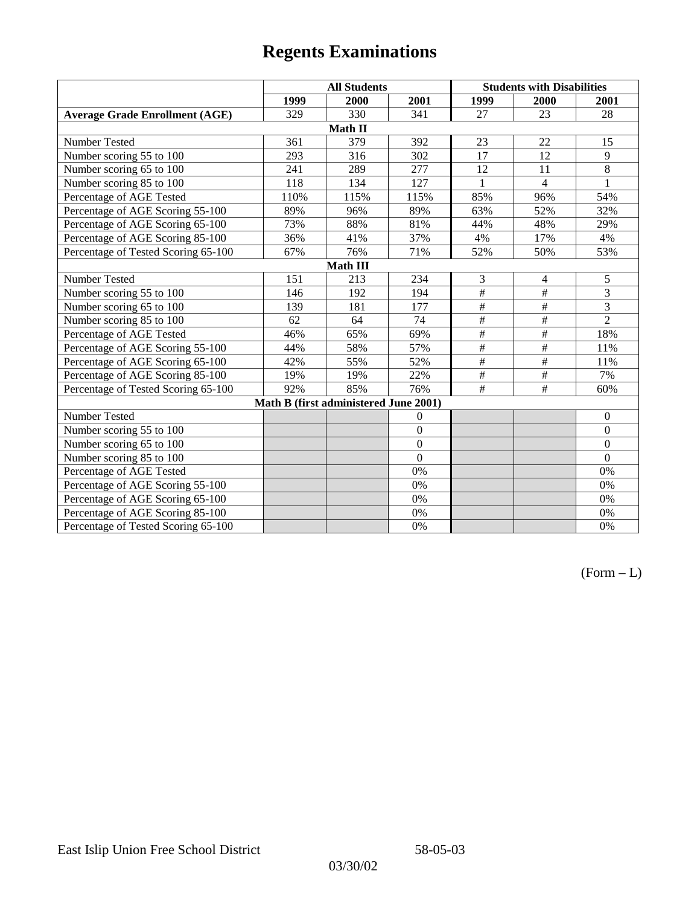# Regents Examinations

| | All Students | | | Students with Disabilities | | |
|---|---|---|---|---|---|---|
| | 1999 | 2000 | 2001 | 1999 | 2000 | 2001 |
| **Average Grade Enrollment (AGE)** | 329 | 330 | 341 | 27 | 23 | 28 |
| **Math II** | | | | | | |
| Number Tested | 361 | 379 | 392 | 23 | 22 | 15 |
| Number scoring 55 to 100 | 293 | 316 | 302 | 17 | 12 | 9 |
| Number scoring 65 to 100 | 241 | 289 | 277 | 12 | 11 | 8 |
| Number scoring 85 to 100 | 118 | 134 | 127 | 1 | 4 | 1 |
| Percentage of AGE Tested | 110% | 115% | 115% | 85% | 96% | 54% |
| Percentage of AGE Scoring 55-100 | 89% | 96% | 89% | 63% | 52% | 32% |
| Percentage of AGE Scoring 65-100 | 73% | 88% | 81% | 44% | 48% | 29% |
| Percentage of AGE Scoring 85-100 | 36% | 41% | 37% | 4% | 17% | 4% |
| Percentage of Tested Scoring 65-100 | 67% | 76% | 71% | 52% | 50% | 53% |
| **Math III** | | | | | | |
| Number Tested | 151 | 213 | 234 | 3 | 4 | 5 |
| Number scoring 55 to 100 | 146 | 192 | 194 | # | # | 3 |
| Number scoring 65 to 100 | 139 | 181 | 177 | # | # | 3 |
| Number scoring 85 to 100 | 62 | 64 | 74 | # | # | 2 |
| Percentage of AGE Tested | 46% | 65% | 69% | # | # | 18% |
| Percentage of AGE Scoring 55-100 | 44% | 58% | 57% | # | # | 11% |
| Percentage of AGE Scoring 65-100 | 42% | 55% | 52% | # | # | 11% |
| Percentage of AGE Scoring 85-100 | 19% | 19% | 22% | # | # | 7% |
| Percentage of Tested Scoring 65-100 | 92% | 85% | 76% | # | # | 60% |
| **Math B (first administered June 2001)** | | | | | | |
| Number Tested | | | 0 | | | 0 |
| Number scoring 55 to 100 | | | 0 | | | 0 |
| Number scoring 65 to 100 | | | 0 | | | 0 |
| Number scoring 85 to 100 | | | 0 | | | 0 |
| Percentage of AGE Tested | | | 0% | | | 0% |
| Percentage of AGE Scoring 55-100 | | | 0% | | | 0% |
| Percentage of AGE Scoring 65-100 | | | 0% | | | 0% |
| Percentage of AGE Scoring 85-100 | | | 0% | | | 0% |
| Percentage of Tested Scoring 65-100 | | | 0% | | | 0% |

(Form – L)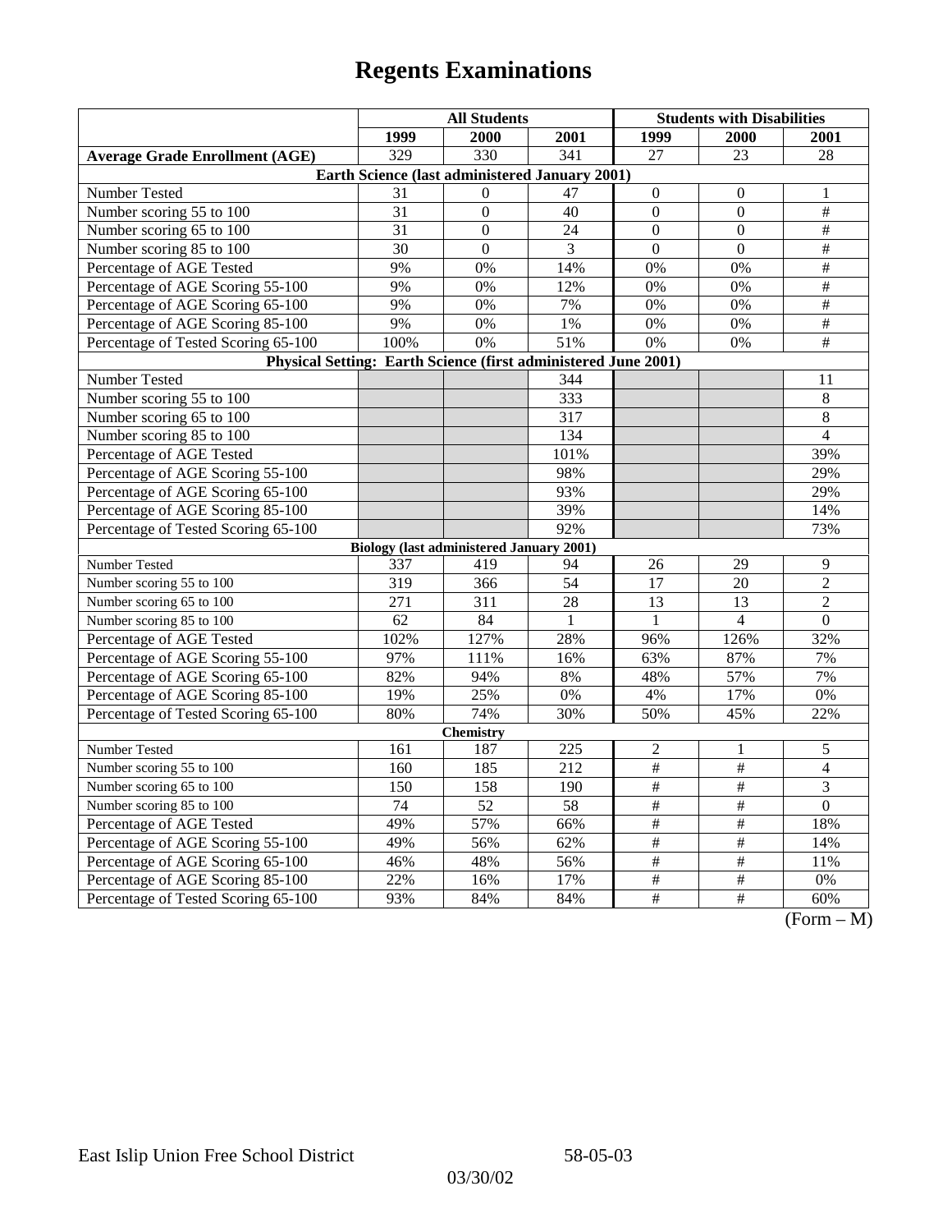# Regents Examinations

| | All Students | | | Students with Disabilities | | |
|---|---|---|---|---|---|---|
| | 1999 | 2000 | 2001 | 1999 | 2000 | 2001 |
| **Average Grade Enrollment (AGE)** | 329 | 330 | 341 | 27 | 23 | 28 |
| **Earth Science (last administered January 2001)** | | | | | | |
| Number Tested | 31 | 0 | 47 | 0 | 0 | 1 |
| Number scoring 55 to 100 | 31 | 0 | 40 | 0 | 0 | # |
| Number scoring 65 to 100 | 31 | 0 | 24 | 0 | 0 | # |
| Number scoring 85 to 100 | 30 | 0 | 3 | 0 | 0 | # |
| Percentage of AGE Tested | 9% | 0% | 14% | 0% | 0% | # |
| Percentage of AGE Scoring 55-100 | 9% | 0% | 12% | 0% | 0% | # |
| Percentage of AGE Scoring 65-100 | 9% | 0% | 7% | 0% | 0% | # |
| Percentage of AGE Scoring 85-100 | 9% | 0% | 1% | 0% | 0% | # |
| Percentage of Tested Scoring 65-100 | 100% | 0% | 51% | 0% | 0% | # |
| **Physical Setting: Earth Science (first administered June 2001)** | | | | | | |
| Number Tested | | | 344 | | | 11 |
| Number scoring 55 to 100 | | | 333 | | | 8 |
| Number scoring 65 to 100 | | | 317 | | | 8 |
| Number scoring 85 to 100 | | | 134 | | | 4 |
| Percentage of AGE Tested | | | 101% | | | 39% |
| Percentage of AGE Scoring 55-100 | | | 98% | | | 29% |
| Percentage of AGE Scoring 65-100 | | | 93% | | | 29% |
| Percentage of AGE Scoring 85-100 | | | 39% | | | 14% |
| Percentage of Tested Scoring 65-100 | | | 92% | | | 73% |
| **Biology (last administered January 2001)** | | | | | | |
| Number Tested | 337 | 419 | 94 | 26 | 29 | 9 |
| Number scoring 55 to 100 | 319 | 366 | 54 | 17 | 20 | 2 |
| Number scoring 65 to 100 | 271 | 311 | 28 | 13 | 13 | 2 |
| Number scoring 85 to 100 | 62 | 84 | 1 | 1 | 4 | 0 |
| Percentage of AGE Tested | 102% | 127% | 28% | 96% | 126% | 32% |
| Percentage of AGE Scoring 55-100 | 97% | 111% | 16% | 63% | 87% | 7% |
| Percentage of AGE Scoring 65-100 | 82% | 94% | 8% | 48% | 57% | 7% |
| Percentage of AGE Scoring 85-100 | 19% | 25% | 0% | 4% | 17% | 0% |
| Percentage of Tested Scoring 65-100 | 80% | 74% | 30% | 50% | 45% | 22% |
| **Chemistry** | | | | | | |
| Number Tested | 161 | 187 | 225 | 2 | 1 | 5 |
| Number scoring 55 to 100 | 160 | 185 | 212 | # | # | 4 |
| Number scoring 65 to 100 | 150 | 158 | 190 | # | # | 3 |
| Number scoring 85 to 100 | 74 | 52 | 58 | # | # | 0 |
| Percentage of AGE Tested | 49% | 57% | 66% | # | # | 18% |
| Percentage of AGE Scoring 55-100 | 49% | 56% | 62% | # | # | 14% |
| Percentage of AGE Scoring 65-100 | 46% | 48% | 56% | # | # | 11% |
| Percentage of AGE Scoring 85-100 | 22% | 16% | 17% | # | # | 0% |
| Percentage of Tested Scoring 65-100 | 93% | 84% | 84% | # | # | 60% |

(Form – M)

East Islip Union Free School District 58-05-03

03/30/02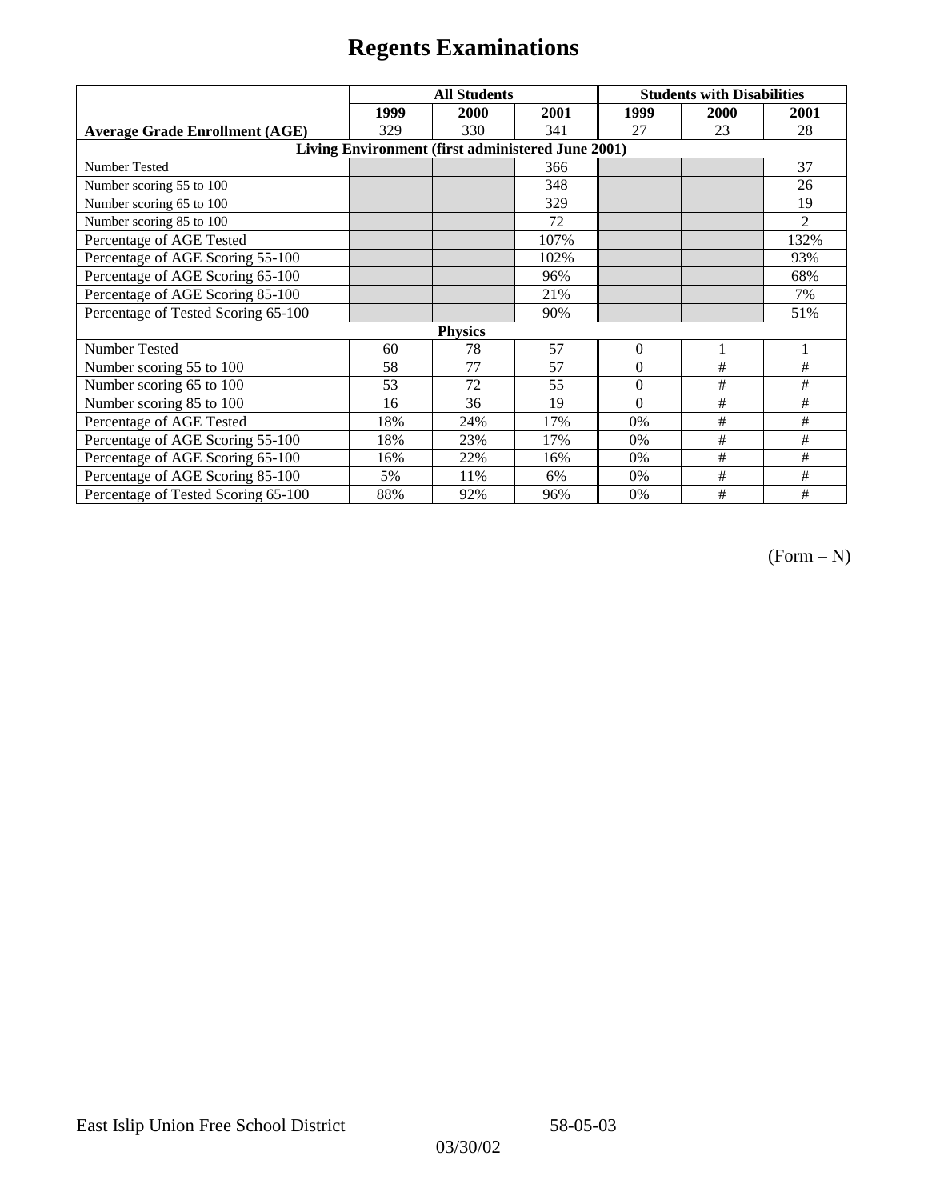# Regents Examinations

| | All Students | | | Students with Disabilities | | |
|---|---|---|---|---|---|---|
| | 1999 | 2000 | 2001 | 1999 | 2000 | 2001 |
| **Average Grade Enrollment (AGE)** | 329 | 330 | 341 | 27 | 23 | 28 |
| **Living Environment (first administered June 2001)** | | | | | | |
| Number Tested | | | 366 | | | 37 |
| Number scoring 55 to 100 | | | 348 | | | 26 |
| Number scoring 65 to 100 | | | 329 | | | 19 |
| Number scoring 85 to 100 | | | 72 | | | 2 |
| Percentage of AGE Tested | | | 107% | | | 132% |
| Percentage of AGE Scoring 55-100 | | | 102% | | | 93% |
| Percentage of AGE Scoring 65-100 | | | 96% | | | 68% |
| Percentage of AGE Scoring 85-100 | | | 21% | | | 7% |
| Percentage of Tested Scoring 65-100 | | | 90% | | | 51% |
| **Physics** | | | | | | |
| Number Tested | 60 | 78 | 57 | 0 | 1 | 1 |
| Number scoring 55 to 100 | 58 | 77 | 57 | 0 | # | # |
| Number scoring 65 to 100 | 53 | 72 | 55 | 0 | # | # |
| Number scoring 85 to 100 | 16 | 36 | 19 | 0 | # | # |
| Percentage of AGE Tested | 18% | 24% | 17% | 0% | # | # |
| Percentage of AGE Scoring 55-100 | 18% | 23% | 17% | 0% | # | # |
| Percentage of AGE Scoring 65-100 | 16% | 22% | 16% | 0% | # | # |
| Percentage of AGE Scoring 85-100 | 5% | 11% | 6% | 0% | # | # |
| Percentage of Tested Scoring 65-100 | 88% | 92% | 96% | 0% | # | # |

(Form – N)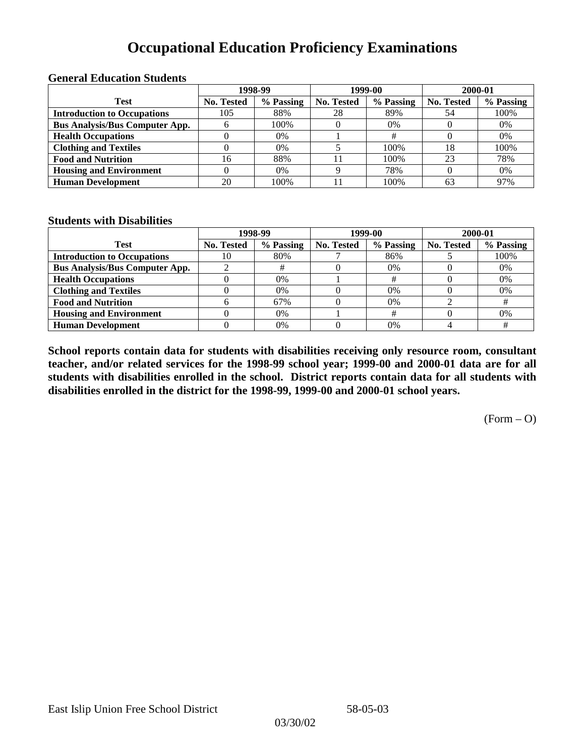# Occupational Education Proficiency Examinations

### General Education Students

| | 1998-99 | | 1999-00 | | 2000-01 | |
|---|---|---|---|---|---|---|
| **Test** | **No. Tested** | **% Passing** | **No. Tested** | **% Passing** | **No. Tested** | **% Passing** |
| **Introduction to Occupations** | 105 | 88% | 28 | 89% | 54 | 100% |
| **Bus Analysis/Bus Computer App.** | 6 | 100% | 0 | 0% | 0 | 0% |
| **Health Occupations** | 0 | 0% | 1 | # | 0 | 0% |
| **Clothing and Textiles** | 0 | 0% | 5 | 100% | 18 | 100% |
| **Food and Nutrition** | 16 | 88% | 11 | 100% | 23 | 78% |
| **Housing and Environment** | 0 | 0% | 9 | 78% | 0 | 0% |
| **Human Development** | 20 | 100% | 11 | 100% | 63 | 97% |

### Students with Disabilities

| | 1998-99 | | 1999-00 | | 2000-01 | |
|---|---|---|---|---|---|---|
| **Test** | **No. Tested** | **% Passing** | **No. Tested** | **% Passing** | **No. Tested** | **% Passing** |
| **Introduction to Occupations** | 10 | 80% | 7 | 86% | 5 | 100% |
| **Bus Analysis/Bus Computer App.** | 2 | # | 0 | 0% | 0 | 0% |
| **Health Occupations** | 0 | 0% | 1 | # | 0 | 0% |
| **Clothing and Textiles** | 0 | 0% | 0 | 0% | 0 | 0% |
| **Food and Nutrition** | 6 | 67% | 0 | 0% | 2 | # |
| **Housing and Environment** | 0 | 0% | 1 | # | 0 | 0% |
| **Human Development** | 0 | 0% | 0 | 0% | 4 | # |

**School reports contain data for students with disabilities receiving only resource room, consultant teacher, and/or related services for the 1998-99 school year; 1999-00 and 2000-01 data are for all students with disabilities enrolled in the school. District reports contain data for all students with disabilities enrolled in the district for the 1998-99, 1999-00 and 2000-01 school years.**

(Form – O)

East Islip Union Free School District 58-05-03

03/30/02